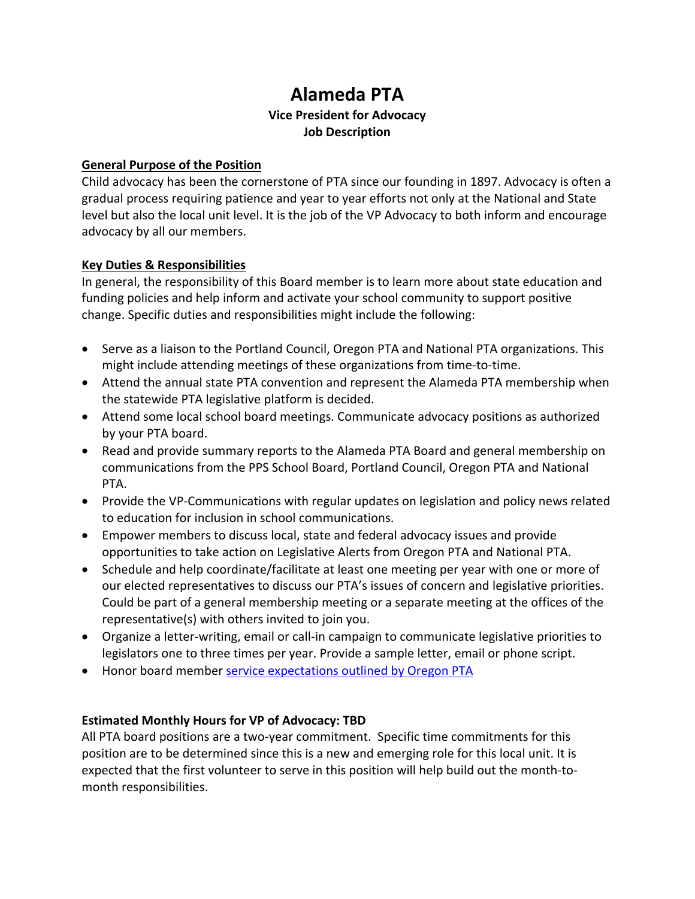# Alameda PTA

## Vice President for Advocacy
## Job Description

**General Purpose of the Position**

Child advocacy has been the cornerstone of PTA since our founding in 1897. Advocacy is often a gradual process requiring patience and year to year efforts not only at the National and State level but also the local unit level. It is the job of the VP Advocacy to both inform and encourage advocacy by all our members.

**Key Duties & Responsibilities**

In general, the responsibility of this Board member is to learn more about state education and funding policies and help inform and activate your school community to support positive change. Specific duties and responsibilities might include the following:

- Serve as a liaison to the Portland Council, Oregon PTA and National PTA organizations. This might include attending meetings of these organizations from time-to-time.
- Attend the annual state PTA convention and represent the Alameda PTA membership when the statewide PTA legislative platform is decided.
- Attend some local school board meetings. Communicate advocacy positions as authorized by your PTA board.
- Read and provide summary reports to the Alameda PTA Board and general membership on communications from the PPS School Board, Portland Council, Oregon PTA and National PTA.
- Provide the VP-Communications with regular updates on legislation and policy news related to education for inclusion in school communications.
- Empower members to discuss local, state and federal advocacy issues and provide opportunities to take action on Legislative Alerts from Oregon PTA and National PTA.
- Schedule and help coordinate/facilitate at least one meeting per year with one or more of our elected representatives to discuss our PTA's issues of concern and legislative priorities. Could be part of a general membership meeting or a separate meeting at the offices of the representative(s) with others invited to join you.
- Organize a letter-writing, email or call-in campaign to communicate legislative priorities to legislators one to three times per year. Provide a sample letter, email or phone script.
- Honor board member service expectations outlined by Oregon PTA

**Estimated Monthly Hours for VP of Advocacy: TBD**

All PTA board positions are a two-year commitment. Specific time commitments for this position are to be determined since this is a new and emerging role for this local unit. It is expected that the first volunteer to serve in this position will help build out the month-to-month responsibilities.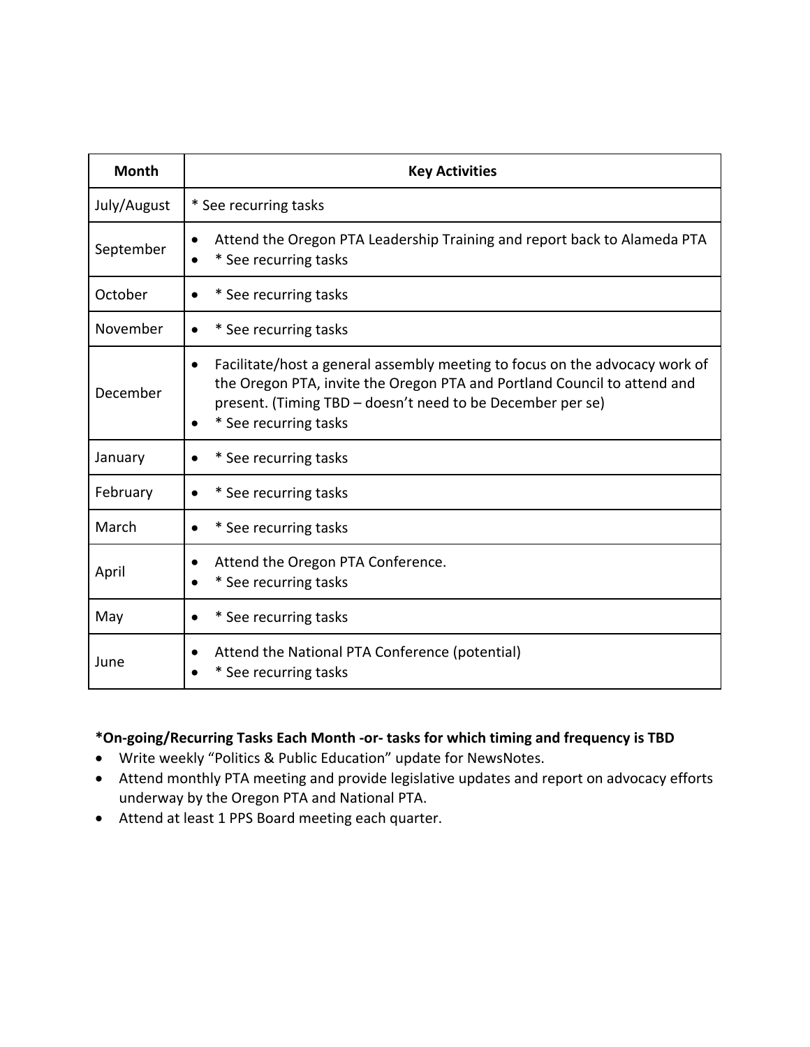| Month | Key Activities |
| --- | --- |
| July/August | * See recurring tasks |
| September | • Attend the Oregon PTA Leadership Training and report back to Alameda PTA<br>• * See recurring tasks |
| October | • * See recurring tasks |
| November | • * See recurring tasks |
| December | • Facilitate/host a general assembly meeting to focus on the advocacy work of the Oregon PTA, invite the Oregon PTA and Portland Council to attend and present. (Timing TBD – doesn't need to be December per se)<br>• * See recurring tasks |
| January | • * See recurring tasks |
| February | • * See recurring tasks |
| March | • * See recurring tasks |
| April | • Attend the Oregon PTA Conference.<br>• * See recurring tasks |
| May | • * See recurring tasks |
| June | • Attend the National PTA Conference (potential)<br>• * See recurring tasks |

**\*On-going/Recurring Tasks Each Month -or- tasks for which timing and frequency is TBD**

- Write weekly "Politics & Public Education" update for NewsNotes.
- Attend monthly PTA meeting and provide legislative updates and report on advocacy efforts underway by the Oregon PTA and National PTA.
- Attend at least 1 PPS Board meeting each quarter.